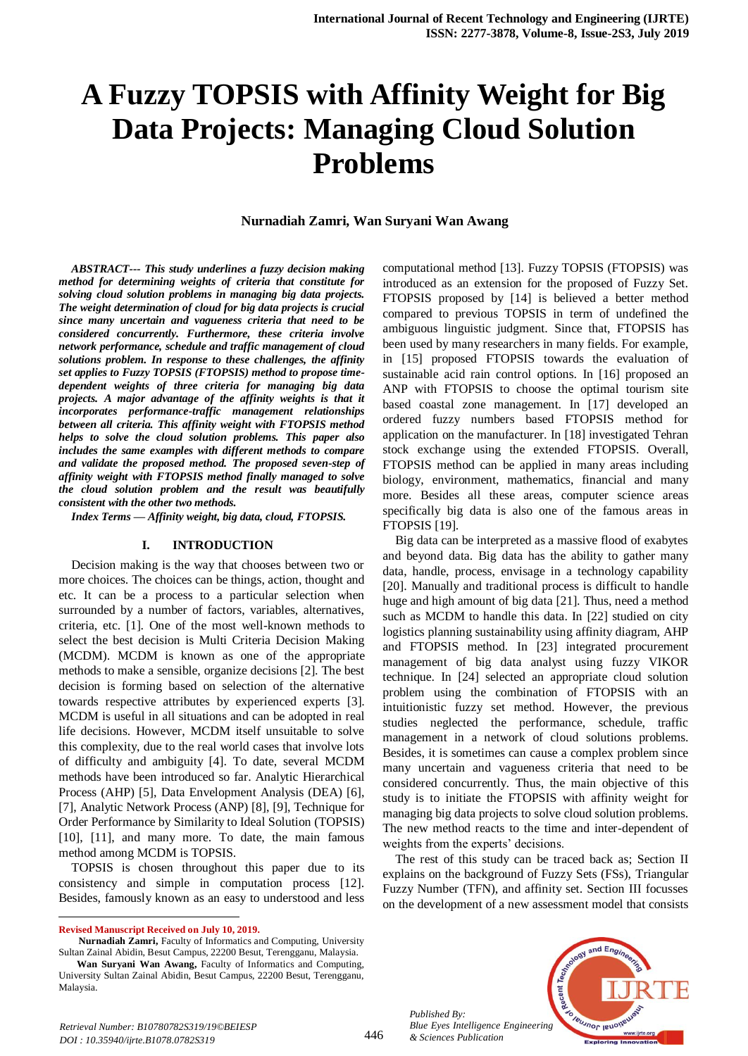# A Fuzzy TOPSIS with Affinity Weight for Big Data Projects: Managing Cloud Solution Problems

**Nurnadiah Zamri, Wan Suryani Wan Awang**

***ABSTRACT--- This study underlines a fuzzy decision making method for determining weights of criteria that constitute for solving cloud solution problems in managing big data projects. The weight determination of cloud for big data projects is crucial since many uncertain and vagueness criteria that need to be considered concurrently. Furthermore, these criteria involve network performance, schedule and traffic management of cloud solutions problem. In response to these challenges, the affinity set applies to Fuzzy TOPSIS (FTOPSIS) method to propose time-dependent weights of three criteria for managing big data projects. A major advantage of the affinity weights is that it incorporates performance-traffic management relationships between all criteria. This affinity weight with FTOPSIS method helps to solve the cloud solution problems. This paper also includes the same examples with different methods to compare and validate the proposed method. The proposed seven-step of affinity weight with FTOPSIS method finally managed to solve the cloud solution problem and the result was beautifully consistent with the other two methods.***

***Index Terms — Affinity weight, big data, cloud, FTOPSIS.***

## I. INTRODUCTION

Decision making is the way that chooses between two or more choices. The choices can be things, action, thought and etc. It can be a process to a particular selection when surrounded by a number of factors, variables, alternatives, criteria, etc. [1]. One of the most well-known methods to select the best decision is Multi Criteria Decision Making (MCDM). MCDM is known as one of the appropriate methods to make a sensible, organize decisions [2]. The best decision is forming based on selection of the alternative towards respective attributes by experienced experts [3]. MCDM is useful in all situations and can be adopted in real life decisions. However, MCDM itself unsuitable to solve this complexity, due to the real world cases that involve lots of difficulty and ambiguity [4]. To date, several MCDM methods have been introduced so far. Analytic Hierarchical Process (AHP) [5], Data Envelopment Analysis (DEA) [6], [7], Analytic Network Process (ANP) [8], [9], Technique for Order Performance by Similarity to Ideal Solution (TOPSIS) [10], [11], and many more. To date, the main famous method among MCDM is TOPSIS.

TOPSIS is chosen throughout this paper due to its consistency and simple in computation process [12]. Besides, famously known as an easy to understood and less computational method [13]. Fuzzy TOPSIS (FTOPSIS) was introduced as an extension for the proposed of Fuzzy Set. FTOPSIS proposed by [14] is believed a better method compared to previous TOPSIS in term of undefined the ambiguous linguistic judgment. Since that, FTOPSIS has been used by many researchers in many fields. For example, in [15] proposed FTOPSIS towards the evaluation of sustainable acid rain control options. In [16] proposed an ANP with FTOPSIS to choose the optimal tourism site based coastal zone management. In [17] developed an ordered fuzzy numbers based FTOPSIS method for application on the manufacturer. In [18] investigated Tehran stock exchange using the extended FTOPSIS. Overall, FTOPSIS method can be applied in many areas including biology, environment, mathematics, financial and many more. Besides all these areas, computer science areas specifically big data is also one of the famous areas in FTOPSIS [19].

Big data can be interpreted as a massive flood of exabytes and beyond data. Big data has the ability to gather many data, handle, process, envisage in a technology capability [20]. Manually and traditional process is difficult to handle huge and high amount of big data [21]. Thus, need a method such as MCDM to handle this data. In [22] studied on city logistics planning sustainability using affinity diagram, AHP and FTOPSIS method. In [23] integrated procurement management of big data analyst using fuzzy VIKOR technique. In [24] selected an appropriate cloud solution problem using the combination of FTOPSIS with an intuitionistic fuzzy set method. However, the previous studies neglected the performance, schedule, traffic management in a network of cloud solutions problems. Besides, it is sometimes can cause a complex problem since many uncertain and vagueness criteria that need to be considered concurrently. Thus, the main objective of this study is to initiate the FTOPSIS with affinity weight for managing big data projects to solve cloud solution problems. The new method reacts to the time and inter-dependent of weights from the experts' decisions.

The rest of this study can be traced back as; Section II explains on the background of Fuzzy Sets (FSs), Triangular Fuzzy Number (TFN), and affinity set. Section III focusses on the development of a new assessment model that consists

---

**Revised Manuscript Received on July 10, 2019.**

**Nurnadiah Zamri,** Faculty of Informatics and Computing, University Sultan Zainal Abidin, Besut Campus, 22200 Besut, Terengganu, Malaysia.

**Wan Suryani Wan Awang,** Faculty of Informatics and Computing, University Sultan Zainal Abidin, Besut Campus, 22200 Besut, Terengganu, Malaysia.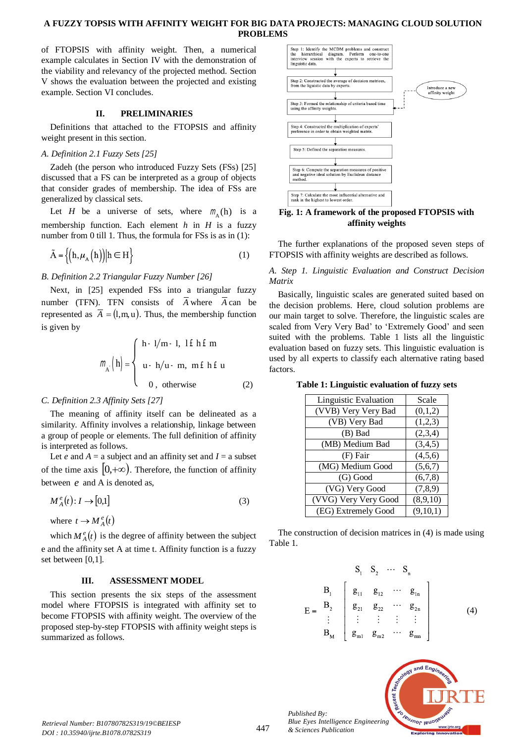of FTOPSIS with affinity weight. Then, a numerical example calculates in Section IV with the demonstration of the viability and relevancy of the projected method. Section V shows the evaluation between the projected and existing example. Section VI concludes.

## II. PRELIMINARIES

Definitions that attached to the FTOPSIS and affinity weight present in this section.

### A. Definition 2.1 Fuzzy Sets [25]

Zadeh (the person who introduced Fuzzy Sets (FSs) [25] discussed that a FS can be interpreted as a group of objects that consider grades of membership. The idea of FSs are generalized by classical sets.

Let $H$ be a universe of sets, where $\mu_A(h)$ is a membership function. Each element $h$ in $H$ is a fuzzy number from 0 till 1. Thus, the formula for FSs is as in (1):

$$\tilde{A} = \{(h, \mu_A(h)) | h \in H\} \tag{1}$$

### B. Definition 2.2 Triangular Fuzzy Number [26]

Next, in [25] expended FSs into a triangular fuzzy number (TFN). TFN consists of $\bar{A}$ where $\bar{A}$ can be represented as $\bar{A} = (l, m, u)$. Thus, the membership function is given by

$$\mu_A(h) = \begin{cases} h - l / m - l, & l \le h \le m \\ u - h / u - m, & m \le h \le u \\ 0, & \text{otherwise} \end{cases} \tag{2}$$

### C. Definition 2.3 Affinity Sets [27]

The meaning of affinity itself can be delineated as a similarity. Affinity involves a relationship, linkage between a group of people or elements. The full definition of affinity is interpreted as follows.

Let $e$ and $A$ = a subject and an affinity set and $I$ = a subset of the time axis $[0, +\infty)$. Therefore, the function of affinity between $e$ and A is denoted as,

$$M_A^e(t) : I \to [0,1] \tag{3}$$

where $t \to M_A^e(t)$

which $M_A^e(t)$ is the degree of affinity between the subject e and the affinity set A at time t. Affinity function is a fuzzy set between [0,1].

## III. ASSESSMENT MODEL

This section presents the six steps of the assessment model where FTOPSIS is integrated with affinity set to become FTOPSIS with affinity weight. The overview of the proposed step-by-step FTOPSIS with affinity weight steps is summarized as follows.

Step 1: Identify the MCDM problems and construct the hierarchical diagram. Perform one-to-one interview session with the experts to retrieve the linguistic data.

Step 2: Constructed the average of decision matrices, from the liguistic data by experts.

Introduce a new affinity weight

Step 3: Formed the relationship of criteria based time using the affinity weights.

Step 4: Constructed the multiplication of experts' preference in order to obtain weighted matrix.

Step 5: Defined the separation measures.

Step 6: Compute the separation measures of positive and negative ideal solution by Euclidean distance method.

Step 7: Calculate the most influential alternative and rank in the highest to lowest order.

**Fig. 1: A framework of the proposed FTOPSIS with affinity weights**

The further explanations of the proposed seven steps of FTOPSIS with affinity weights are described as follows.

### A. Step 1. Linguistic Evaluation and Construct Decision Matrix

Basically, linguistic scales are generated suited based on the decision problems. Here, cloud solution problems are our main target to solve. Therefore, the linguistic scales are scaled from Very Very Bad' to 'Extremely Good' and seen suited with the problems. Table 1 lists all the linguistic evaluation based on fuzzy sets. This linguistic evaluation is used by all experts to classify each alternative rating based factors.

**Table 1: Linguistic evaluation of fuzzy sets**

| Linguistic Evaluation | Scale |
|---|---|
| (VVB) Very Very Bad | (0,1,2) |
| (VB) Very Bad | (1,2,3) |
| (B) Bad | (2,3,4) |
| (MB) Medium Bad | (3,4,5) |
| (F) Fair | (4,5,6) |
| (MG) Medium Good | (5,6,7) |
| (G) Good | (6,7,8) |
| (VG) Very Good | (7,8,9) |
| (VVG) Very Very Good | (8,9,10) |
| (EG) Extremely Good | (9,10,1) |

The construction of decision matrices in (4) is made using Table 1.

$$E = \begin{array}{c} \\ B_1 \\ B_2 \\ \vdots \\ B_M \end{array} \begin{array}{c} \begin{array}{cccc} S_1 & S_2 & \cdots & S_n \end{array} \\ \begin{bmatrix} g_{11} & g_{12} & \cdots & g_{1n} \\ g_{21} & g_{22} & \cdots & g_{2n} \\ \vdots & \vdots & \vdots & \vdots \\ g_{m1} & g_{m2} & \cdots & g_{mn} \end{bmatrix} \end{array} \tag{4}$$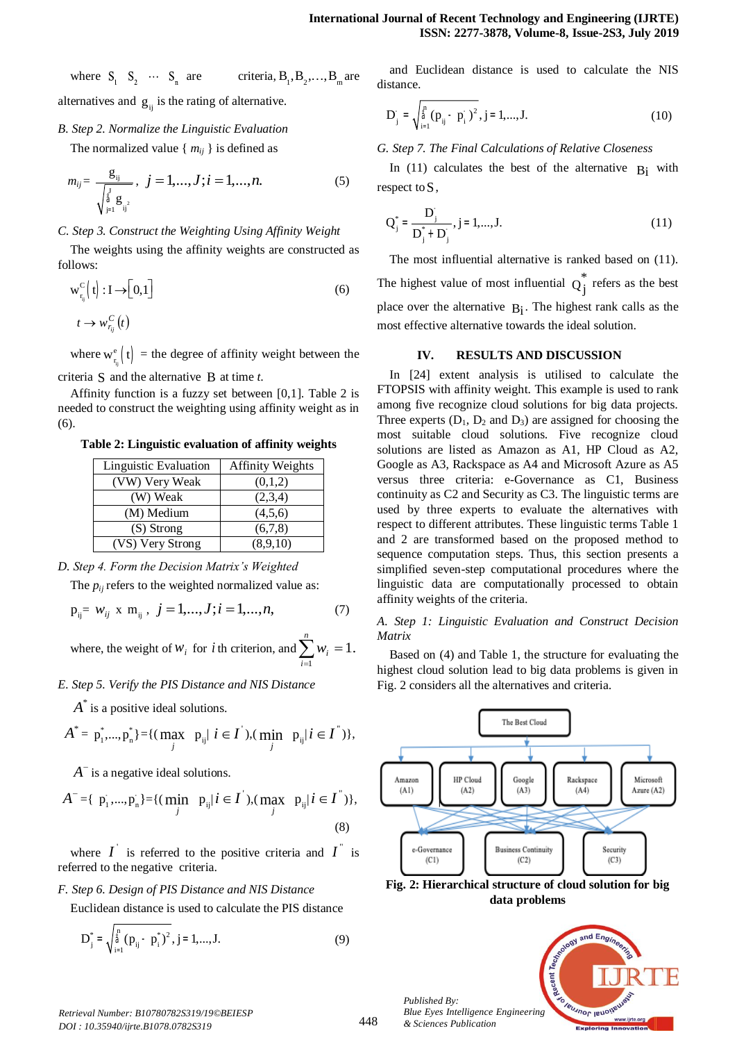where $S_1$ $S_2$ $\cdots$ $S_n$ are criteria, $B_1, B_2, \ldots, B_m$ are alternatives and $g_{ij}$ is the rating of alternative.

*B. Step 2. Normalize the Linguistic Evaluation*

The normalized value { $m_{ij}$ } is defined as

$$m_{ij} = \frac{g_{ij}}{\sqrt{\sum_{j=1}^{J} g_{ij}^{2}}}, \; j = 1,\ldots,J; i = 1,\ldots,n. \tag{5}$$

*C. Step 3. Construct the Weighting Using Affinity Weight*

The weights using the affinity weights are constructed as follows:

$$w^{C}_{r_{ij}}(t) : I \rightarrow [0,1] \tag{6}$$

$$t \rightarrow w^{C}_{r_{ij}}(t)$$

where $w^{e}_{r_{ij}}(t)$ = the degree of affinity weight between the criteria $S$ and the alternative $B$ at time $t$.

Affinity function is a fuzzy set between [0,1]. Table 2 is needed to construct the weighting using affinity weight as in (6).

**Table 2: Linguistic evaluation of affinity weights**

| Linguistic Evaluation | Affinity Weights |
|---|---|
| (VW) Very Weak | (0,1,2) |
| (W) Weak | (2,3,4) |
| (M) Medium | (4,5,6) |
| (S) Strong | (6,7,8) |
| (VS) Very Strong | (8,9,10) |

*D. Step 4. Form the Decision Matrix's Weighted*

The $p_{ij}$ refers to the weighted normalized value as:

$$p_{ij} = w_{ij} \times m_{ij}, \; j = 1,\ldots,J; i = 1,\ldots,n, \tag{7}$$

where, the weight of $w_i$ for $i$ th criterion, and $\sum_{i=1}^{n} w_i = 1.$

*E. Step 5. Verify the PIS Distance and NIS Distance*

$A^{*}$ is a positive ideal solutions.

$$A^{*} = \{p_1^{*},\ldots,p_n^{*}\} = \{(\max_j \; p_{ij} | \; i \in I^{'}), (\min_j \; p_{ij} | \; i \in I^{''})\},$$

$A^{-}$ is a negative ideal solutions.

$$A^{-} = \{p_1^{-},\ldots,p_n^{-}\} = \{(\min_j \; p_{ij} | \; i \in I^{'}), (\max_j \; p_{ij} | \; i \in I^{''})\}, \tag{8}$$

where $I^{'}$ is referred to the positive criteria and $I^{''}$ is referred to the negative criteria.

*F. Step 6. Design of PIS Distance and NIS Distance*

Euclidean distance is used to calculate the PIS distance

$$D_j^{*} = \sqrt{\sum_{i=1}^{n} (p_{ij} - p_i^{*})^2}, \; j = 1,\ldots,J. \tag{9}$$

and Euclidean distance is used to calculate the NIS distance.

$$D_j^{-} = \sqrt{\sum_{i=1}^{n} (p_{ij} - p_i^{-})^2}, \; j = 1,\ldots,J. \tag{10}$$

*G. Step 7. The Final Calculations of Relative Closeness*

In (11) calculates the best of the alternative $B_i$ with respect to $S$,

$$Q_j^{*} = \frac{D_j^{-}}{D_j^{*} + D_j^{-}}, \; j = 1,\ldots,J. \tag{11}$$

The most influential alternative is ranked based on (11). The highest value of most influential $Q_j^{*}$ refers as the best place over the alternative $B_i$. The highest rank calls as the most effective alternative towards the ideal solution.

## IV. RESULTS AND DISCUSSION

In [24] extent analysis is utilised to calculate the FTOPSIS with affinity weight. This example is used to rank among five recognize cloud solutions for big data projects. Three experts ($D_1$, $D_2$ and $D_3$) are assigned for choosing the most suitable cloud solutions. Five recognize cloud solutions are listed as Amazon as A1, HP Cloud as A2, Google as A3, Rackspace as A4 and Microsoft Azure as A5 versus three criteria: e-Governance as C1, Business continuity as C2 and Security as C3. The linguistic terms are used by three experts to evaluate the alternatives with respect to different attributes. These linguistic terms Table 1 and 2 are transformed based on the proposed method to sequence computation steps. Thus, this section presents a simplified seven-step computational procedures where the linguistic data are computationally processed to obtain affinity weights of the criteria.

*A. Step 1: Linguistic Evaluation and Construct Decision Matrix*

Based on (4) and Table 1, the structure for evaluating the highest cloud solution lead to big data problems is given in Fig. 2 considers all the alternatives and criteria.

**Fig. 2: Hierarchical structure of cloud solution for big data problems**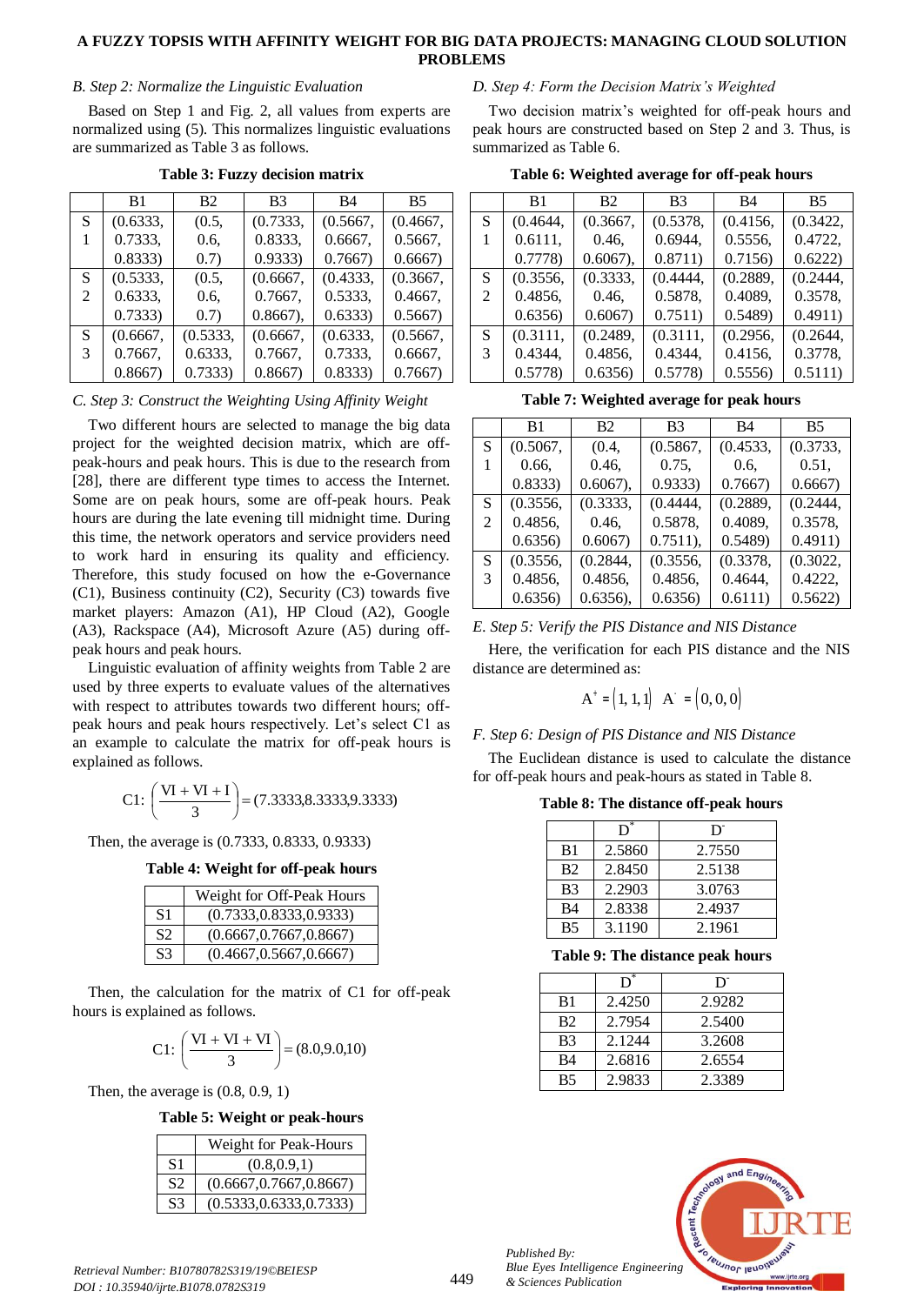### B. Step 2: Normalize the Linguistic Evaluation

Based on Step 1 and Fig. 2, all values from experts are normalized using (5). This normalizes linguistic evaluations are summarized as Table 3 as follows.

**Table 3: Fuzzy decision matrix**

| | B1 | B2 | B3 | B4 | B5 |
|---|---|---|---|---|---|
| S1 | (0.6333, 0.7333, 0.8333) | (0.5, 0.6, 0.7) | (0.7333, 0.8333, 0.9333) | (0.5667, 0.6667, 0.7667) | (0.4667, 0.5667, 0.6667) |
| S2 | (0.5333, 0.6333, 0.7333) | (0.5, 0.6, 0.7) | (0.6667, 0.7667, 0.8667), | (0.4333, 0.5333, 0.6333) | (0.3667, 0.4667, 0.5667) |
| S3 | (0.6667, 0.7667, 0.8667) | (0.5333, 0.6333, 0.7333) | (0.6667, 0.7667, 0.8667) | (0.6333, 0.7333, 0.8333) | (0.5667, 0.6667, 0.7667) |

### C. Step 3: Construct the Weighting Using Affinity Weight

Two different hours are selected to manage the big data project for the weighted decision matrix, which are off-peak-hours and peak hours. This is due to the research from [28], there are different type times to access the Internet. Some are on peak hours, some are off-peak hours. Peak hours are during the late evening till midnight time. During this time, the network operators and service providers need to work hard in ensuring its quality and efficiency. Therefore, this study focused on how the e-Governance (C1), Business continuity (C2), Security (C3) towards five market players: Amazon (A1), HP Cloud (A2), Google (A3), Rackspace (A4), Microsoft Azure (A5) during off-peak hours and peak hours.

Linguistic evaluation of affinity weights from Table 2 are used by three experts to evaluate values of the alternatives with respect to attributes towards two different hours; off-peak hours and peak hours respectively. Let's select C1 as an example to calculate the matrix for off-peak hours is explained as follows.

$$\text{C1: } \left(\frac{\text{VI} + \text{VI} + \text{I}}{3}\right) = (7.3333{,}8.3333{,}9.3333)$$

Then, the average is (0.7333, 0.8333, 0.9333)

**Table 4: Weight for off-peak hours**

| | Weight for Off-Peak Hours |
|---|---|
| S1 | (0.7333,0.8333,0.9333) |
| S2 | (0.6667,0.7667,0.8667) |
| S3 | (0.4667,0.5667,0.6667) |

Then, the calculation for the matrix of C1 for off-peak hours is explained as follows.

$$\text{C1: } \left(\frac{\text{VI} + \text{VI} + \text{VI}}{3}\right) = (8.0{,}9.0{,}10)$$

Then, the average is (0.8, 0.9, 1)

**Table 5: Weight or peak-hours**

| | Weight for Peak-Hours |
|---|---|
| S1 | (0.8,0.9,1) |
| S2 | (0.6667,0.7667,0.8667) |
| S3 | (0.5333,0.6333,0.7333) |

### D. Step 4: Form the Decision Matrix's Weighted

Two decision matrix's weighted for off-peak hours and peak hours are constructed based on Step 2 and 3. Thus, is summarized as Table 6.

**Table 6: Weighted average for off-peak hours**

| | B1 | B2 | B3 | B4 | B5 |
|---|---|---|---|---|---|
| S1 | (0.4644, 0.6111, 0.7778) | (0.3667, 0.46, 0.6067), | (0.5378, 0.6944, 0.8711) | (0.4156, 0.5556, 0.7156) | (0.3422, 0.4722, 0.6222) |
| S2 | (0.3556, 0.4856, 0.6356) | (0.3333, 0.46, 0.6067) | (0.4444, 0.5878, 0.7511) | (0.2889, 0.4089, 0.5489) | (0.2444, 0.3578, 0.4911) |
| S3 | (0.3111, 0.4344, 0.5778) | (0.2489, 0.4856, 0.6356) | (0.3111, 0.4344, 0.5778) | (0.2956, 0.4156, 0.5556) | (0.2644, 0.3778, 0.5111) |

**Table 7: Weighted average for peak hours**

| | B1 | B2 | B3 | B4 | B5 |
|---|---|---|---|---|---|
| S1 | (0.5067, 0.66, 0.8333) | (0.4, 0.46, 0.6067), | (0.5867, 0.75, 0.9333) | (0.4533, 0.6, 0.7667) | (0.3733, 0.51, 0.6667) |
| S2 | (0.3556, 0.4856, 0.6356) | (0.3333, 0.46, 0.6067) | (0.4444, 0.5878, 0.7511), | (0.2889, 0.4089, 0.5489) | (0.2444, 0.3578, 0.4911) |
| S3 | (0.3556, 0.4856, 0.6356) | (0.2844, 0.4856, 0.6356), | (0.3556, 0.4856, 0.6356) | (0.3378, 0.4644, 0.6111) | (0.3022, 0.4222, 0.5622) |

### E. Step 5: Verify the PIS Distance and NIS Distance

Here, the verification for each PIS distance and the NIS distance are determined as:

$$A^{+} = (1, 1, 1) \quad A^{-} = (0, 0, 0)$$

### F. Step 6: Design of PIS Distance and NIS Distance

The Euclidean distance is used to calculate the distance for off-peak hours and peak-hours as stated in Table 8.

**Table 8: The distance off-peak hours**

| | $D^{*}$ | $D^{-}$ |
|---|---|---|
| B1 | 2.5860 | 2.7550 |
| B2 | 2.8450 | 2.5138 |
| B3 | 2.2903 | 3.0763 |
| B4 | 2.8338 | 2.4937 |
| B5 | 3.1190 | 2.1961 |

**Table 9: The distance peak hours**

| | $D^{*}$ | $D^{-}$ |
|---|---|---|
| B1 | 2.4250 | 2.9282 |
| B2 | 2.7954 | 2.5400 |
| B3 | 2.1244 | 3.2608 |
| B4 | 2.6816 | 2.6554 |
| B5 | 2.9833 | 2.3389 |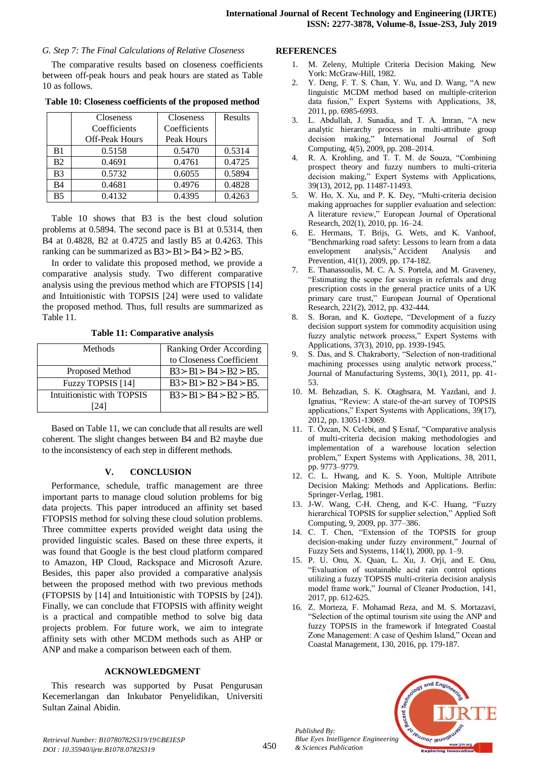*G. Step 7: The Final Calculations of Relative Closeness*

The comparative results based on closeness coefficients between off-peak hours and peak hours are stated as Table 10 as follows.

**Table 10: Closeness coefficients of the proposed method**

| | Closeness Coefficients Off-Peak Hours | Closeness Coefficients Peak Hours | Results |
|---|---|---|---|
| B1 | 0.5158 | 0.5470 | 0.5314 |
| B2 | 0.4691 | 0.4761 | 0.4725 |
| B3 | 0.5732 | 0.6055 | 0.5894 |
| B4 | 0.4681 | 0.4976 | 0.4828 |
| B5 | 0.4132 | 0.4395 | 0.4263 |

Table 10 shows that B3 is the best cloud solution problems at 0.5894. The second pace is B1 at 0.5314, then B4 at 0.4828, B2 at 0.4725 and lastly B5 at 0.4263. This ranking can be summarized as $B3 \succ B1 \succ B4 \succ B2 \succ B5$.

In order to validate this proposed method, we provide a comparative analysis study. Two different comparative analysis using the previous method which are FTOPSIS [14] and Intuitionistic with TOPSIS [24] were used to validate the proposed method. Thus, full results are summarized as Table 11.

**Table 11: Comparative analysis**

| Methods | Ranking Order According to Closeness Coefficient |
|---|---|
| Proposed Method | $B3 \succ B1 \succ B4 \succ B2 \succ B5.$ |
| Fuzzy TOPSIS [14] | $B3 \succ B1 \succ B2 \succ B4 \succ B5.$ |
| Intuitionistic with TOPSIS [24] | $B3 \succ B1 \succ B4 \succ B2 \succ B5.$ |

Based on Table 11, we can conclude that all results are well coherent. The slight changes between B4 and B2 maybe due to the inconsistency of each step in different methods.

## V. CONCLUSION

Performance, schedule, traffic management are three important parts to manage cloud solution problems for big data projects. This paper introduced an affinity set based FTOPSIS method for solving these cloud solution problems. Three committee experts provided weight data using the provided linguistic scales. Based on these three experts, it was found that Google is the best cloud platform compared to Amazon, HP Cloud, Rackspace and Microsoft Azure. Besides, this paper also provided a comparative analysis between the proposed method with two previous methods (FTOPSIS by [14] and Intuitionistic with TOPSIS by [24]). Finally, we can conclude that FTOPSIS with affinity weight is a practical and compatible method to solve big data projects problem. For future work, we aim to integrate affinity sets with other MCDM methods such as AHP or ANP and make a comparison between each of them.

## ACKNOWLEDGMENT

This research was supported by Pusat Pengurusan Kecemerlangan dan Inkubator Penyelidikan, Universiti Sultan Zainal Abidin.

## REFERENCES

1. M. Zeleny, Multiple Criteria Decision Making. New York: McGraw-Hill, 1982.
2. Y. Deng, F. T. S. Chan, Y. Wu, and D. Wang, "A new linguistic MCDM method based on multiple-criterion data fusion," Expert Systems with Applications, 38, 2011, pp. 6985-6993.
3. L. Abdullah, J. Sunadia, and T. A. Imran, "A new analytic hierarchy process in multi-attribute group decision making," International Journal of Soft Computing, 4(5), 2009, pp. 208–2014.
4. R. A. Krohling, and T. T. M. de Souza, "Combining prospect theory and fuzzy numbers to multi-criteria decision making," Expert Systems with Applications, 39(13), 2012, pp. 11487-11493.
5. W. Ho, X. Xu, and P. K. Dey, "Multi-criteria decision making approaches for supplier evaluation and selection: A literature review," European Journal of Operational Research, 202(1), 2010, pp. 16–24.
6. E. Hermans, T. Brijs, G. Wets, and K. Vanhoof, "Benchmarking road safety: Lessons to learn from a data envelopment analysis," Accident Analysis and Prevention, 41(1), 2009, pp. 174-182.
7. E. Thanassoulis, M. C. A. S. Portela, and M. Graveney, "Estimating the scope for savings in referrals and drug prescription costs in the general practice units of a UK primary care trust," European Journal of Operational Research, 221(2), 2012, pp. 432-444.
8. S. Boran, and K. Goztepe, "Development of a fuzzy decision support system for commodity acquisition using fuzzy analytic network process," Expert Systems with Applications, 37(3), 2010, pp. 1939-1945.
9. S. Das, and S. Chakraborty, "Selection of non-traditional machining processes using analytic network process," Journal of Manufacturing Systems, 30(1), 2011, pp. 41-53.
10. M. Behzadian, S. K. Otaghsara, M. Yazdani, and J. Ignatius, "Review: A state-of the-art survey of TOPSIS applications," Expert Systems with Applications, 39(17), 2012, pp. 13051-13069.
11. T. Özcan, N. Celebi, and Ş Esnaf, "Comparative analysis of multi-criteria decision making methodologies and implementation of a warehouse location selection problem," Expert Systems with Applications, 38, 2011, pp. 9773–9779.
12. C. L. Hwang, and K. S. Yoon, Multiple Attribute Decision Making: Methods and Applications. Berlin: Springer-Verlag, 1981.
13. J-W. Wang, C-H. Cheng, and K-C. Huang, "Fuzzy hierarchical TOPSIS for supplier selection," Applied Soft Computing, 9, 2009, pp. 377–386.
14. C. T. Chen, "Extension of the TOPSIS for group decision-making under fuzzy environment," Journal of Fuzzy Sets and Systems, 114(1), 2000, pp. 1–9.
15. P. U. Onu, X. Quan, L. Xu, J. Orji, and E. Onu, "Evaluation of sustainable acid rain control options utilizing a fuzzy TOPSIS multi-criteria decision analysis model frame work," Journal of Cleaner Production, 141, 2017, pp. 612-625.
16. Z. Morteza, F. Mohamad Reza, and M. S. Mortazavi, "Selection of the optimal tourism site using the ANP and fuzzy TOPSIS in the framework if Integrated Coastal Zone Management: A case of Qeshim Island," Ocean and Coastal Management, 130, 2016, pp. 179-187.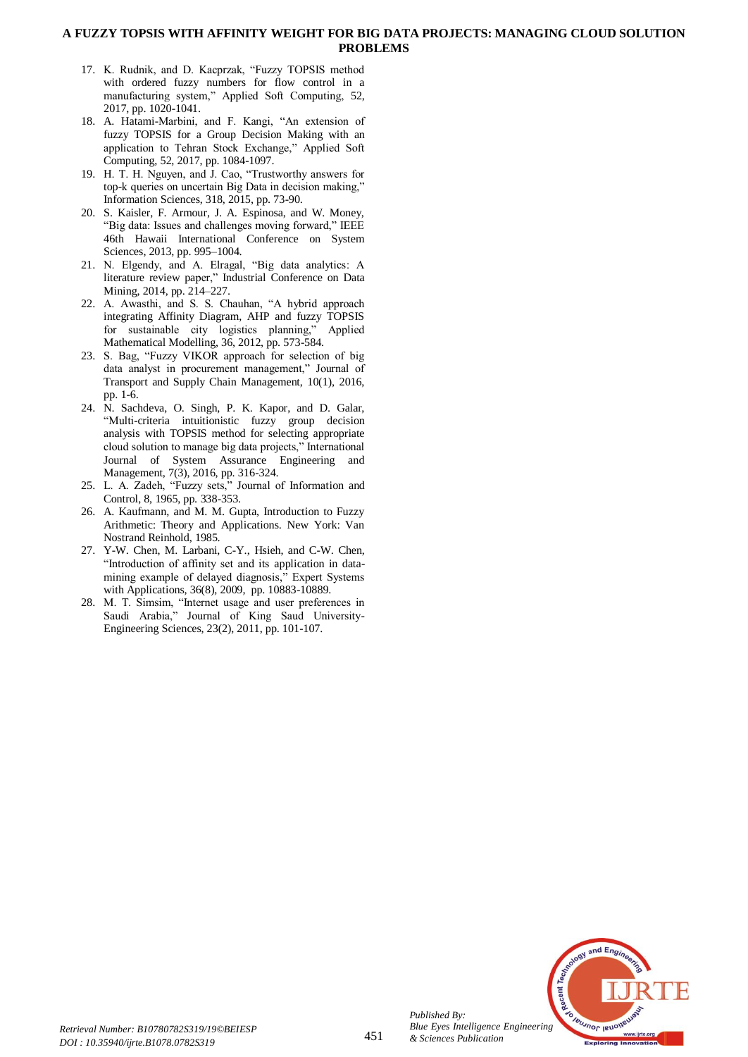17. K. Rudnik, and D. Kacprzak, “Fuzzy TOPSIS method with ordered fuzzy numbers for flow control in a manufacturing system,” Applied Soft Computing, 52, 2017, pp. 1020-1041.
18. A. Hatami-Marbini, and F. Kangi, “An extension of fuzzy TOPSIS for a Group Decision Making with an application to Tehran Stock Exchange,” Applied Soft Computing, 52, 2017, pp. 1084-1097.
19. H. T. H. Nguyen, and J. Cao, “Trustworthy answers for top-k queries on uncertain Big Data in decision making,” Information Sciences, 318, 2015, pp. 73-90.
20. S. Kaisler, F. Armour, J. A. Espinosa, and W. Money, “Big data: Issues and challenges moving forward,” IEEE 46th Hawaii International Conference on System Sciences, 2013, pp. 995–1004.
21. N. Elgendy, and A. Elragal, “Big data analytics: A literature review paper,” Industrial Conference on Data Mining, 2014, pp. 214–227.
22. A. Awasthi, and S. S. Chauhan, “A hybrid approach integrating Affinity Diagram, AHP and fuzzy TOPSIS for sustainable city logistics planning,” Applied Mathematical Modelling, 36, 2012, pp. 573-584.
23. S. Bag, “Fuzzy VIKOR approach for selection of big data analyst in procurement management,” Journal of Transport and Supply Chain Management, 10(1), 2016, pp. 1-6.
24. N. Sachdeva, O. Singh, P. K. Kapor, and D. Galar, “Multi-criteria intuitionistic fuzzy group decision analysis with TOPSIS method for selecting appropriate cloud solution to manage big data projects,” International Journal of System Assurance Engineering and Management, 7(3), 2016, pp. 316-324.
25. L. A. Zadeh, “Fuzzy sets,” Journal of Information and Control, 8, 1965, pp. 338-353.
26. A. Kaufmann, and M. M. Gupta, Introduction to Fuzzy Arithmetic: Theory and Applications. New York: Van Nostrand Reinhold, 1985.
27. Y-W. Chen, M. Larbani, C-Y., Hsieh, and C-W. Chen, “Introduction of affinity set and its application in data-mining example of delayed diagnosis,” Expert Systems with Applications, 36(8), 2009, pp. 10883-10889.
28. M. T. Simsim, “Internet usage and user preferences in Saudi Arabia,” Journal of King Saud University-Engineering Sciences, 23(2), 2011, pp. 101-107.